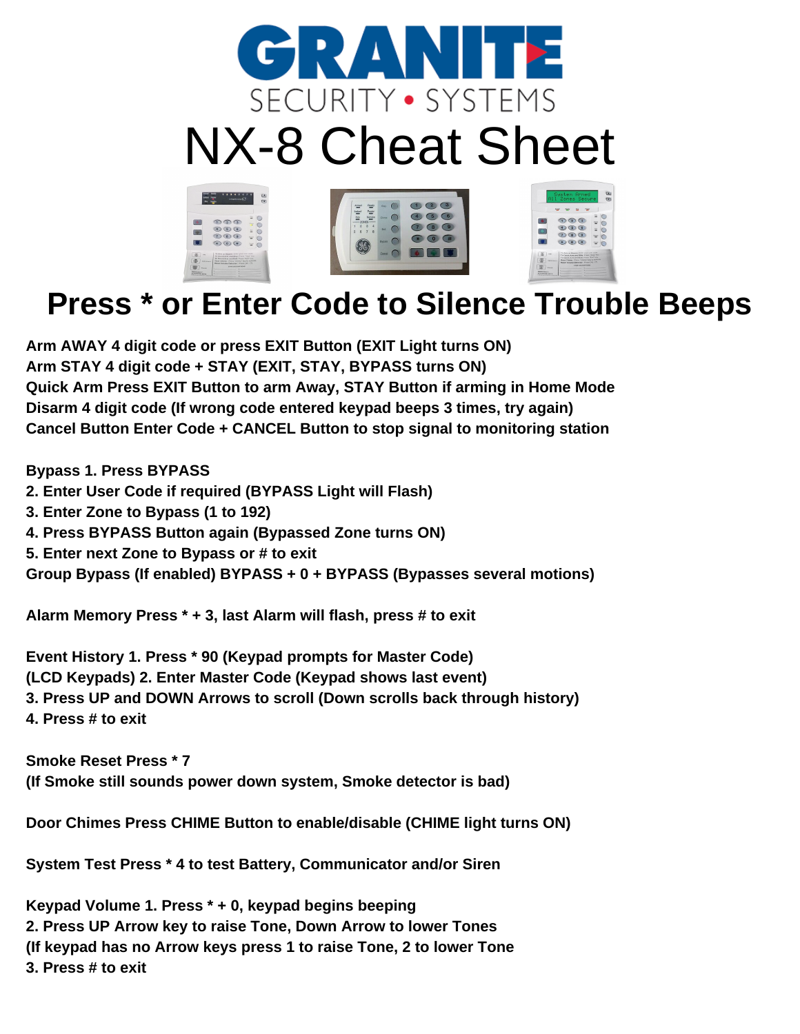# GRANITE

SECURITY • SYSTEMS

# NX-8 Cheat Sheet

## Press * or Enter Code to Silence Trouble Beeps

**Arm AWAY 4 digit code or press EXIT Button (EXIT Light turns ON)**
**Arm STAY 4 digit code + STAY (EXIT, STAY, BYPASS turns ON)**
**Quick Arm Press EXIT Button to arm Away, STAY Button if arming in Home Mode**
**Disarm 4 digit code (If wrong code entered keypad beeps 3 times, try again)**
**Cancel Button Enter Code + CANCEL Button to stop signal to monitoring station**

**Bypass 1. Press BYPASS**
**2. Enter User Code if required (BYPASS Light will Flash)**
**3. Enter Zone to Bypass (1 to 192)**
**4. Press BYPASS Button again (Bypassed Zone turns ON)**
**5. Enter next Zone to Bypass or # to exit**
**Group Bypass (If enabled) BYPASS + 0 + BYPASS (Bypasses several motions)**

**Alarm Memory Press * + 3, last Alarm will flash, press # to exit**

**Event History 1. Press * 90 (Keypad prompts for Master Code)**
**(LCD Keypads) 2. Enter Master Code (Keypad shows last event)**
**3. Press UP and DOWN Arrows to scroll (Down scrolls back through history)**
**4. Press # to exit**

**Smoke Reset Press * 7**
**(If Smoke still sounds power down system, Smoke detector is bad)**

**Door Chimes Press CHIME Button to enable/disable (CHIME light turns ON)**

**System Test Press * 4 to test Battery, Communicator and/or Siren**

**Keypad Volume 1. Press * + 0, keypad begins beeping**
**2. Press UP Arrow key to raise Tone, Down Arrow to lower Tones**
**(If keypad has no Arrow keys press 1 to raise Tone, 2 to lower Tone**
**3. Press # to exit**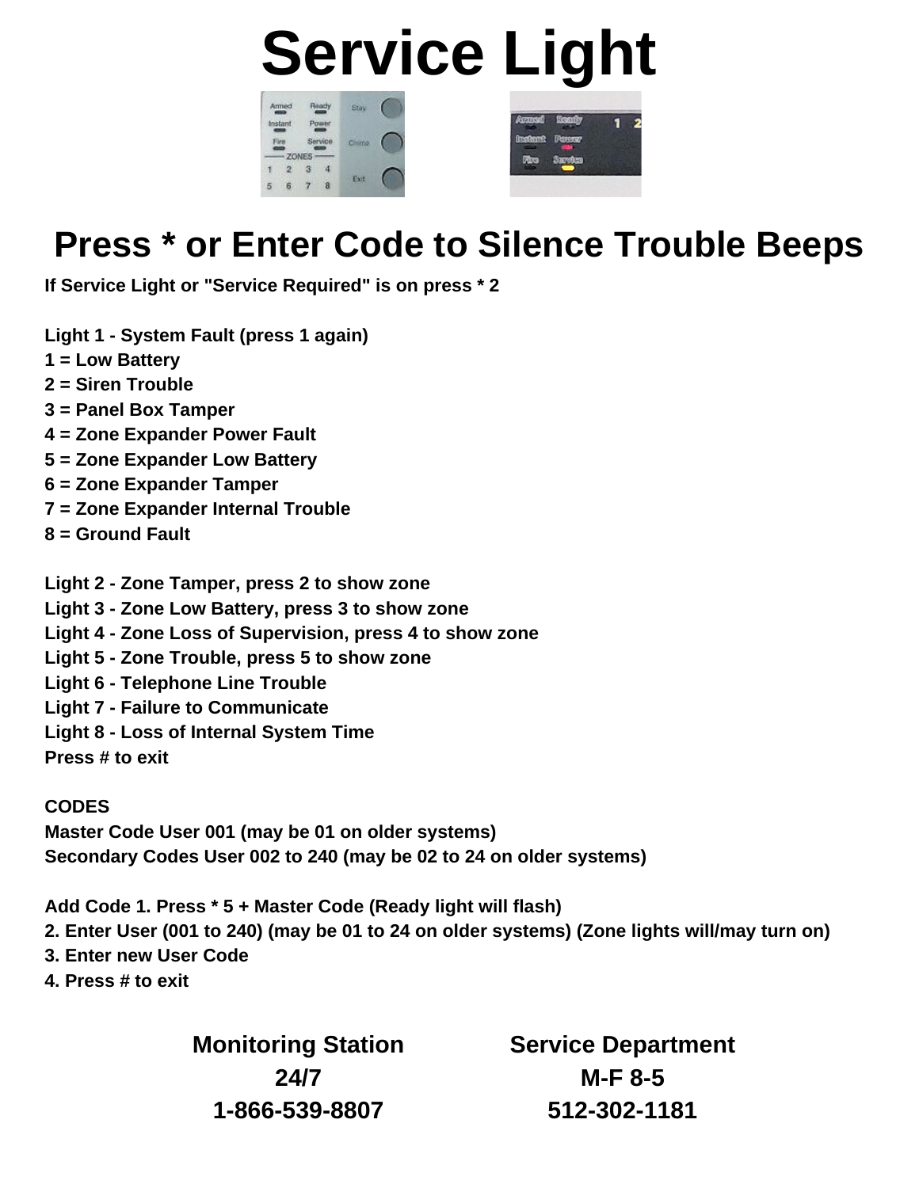# Service Light

## Press * or Enter Code to Silence Trouble Beeps

**If Service Light or "Service Required" is on press * 2**

**Light 1 - System Fault (press 1 again)**
**1 = Low Battery**
**2 = Siren Trouble**
**3 = Panel Box Tamper**
**4 = Zone Expander Power Fault**
**5 = Zone Expander Low Battery**
**6 = Zone Expander Tamper**
**7 = Zone Expander Internal Trouble**
**8 = Ground Fault**

**Light 2 - Zone Tamper, press 2 to show zone**
**Light 3 - Zone Low Battery, press 3 to show zone**
**Light 4 - Zone Loss of Supervision, press 4 to show zone**
**Light 5 - Zone Trouble, press 5 to show zone**
**Light 6 - Telephone Line Trouble**
**Light 7 - Failure to Communicate**
**Light 8 - Loss of Internal System Time**
**Press # to exit**

**CODES**
**Master Code User 001 (may be 01 on older systems)**
**Secondary Codes User 002 to 240 (may be 02 to 24 on older systems)**

**Add Code 1. Press * 5 + Master Code (Ready light will flash)**
**2. Enter User (001 to 240) (may be 01 to 24 on older systems) (Zone lights will/may turn on)**
**3. Enter new User Code**
**4. Press # to exit**

**Monitoring Station**
**24/7**
**1-866-539-8807**

**Service Department**
**M-F 8-5**
**512-302-1181**